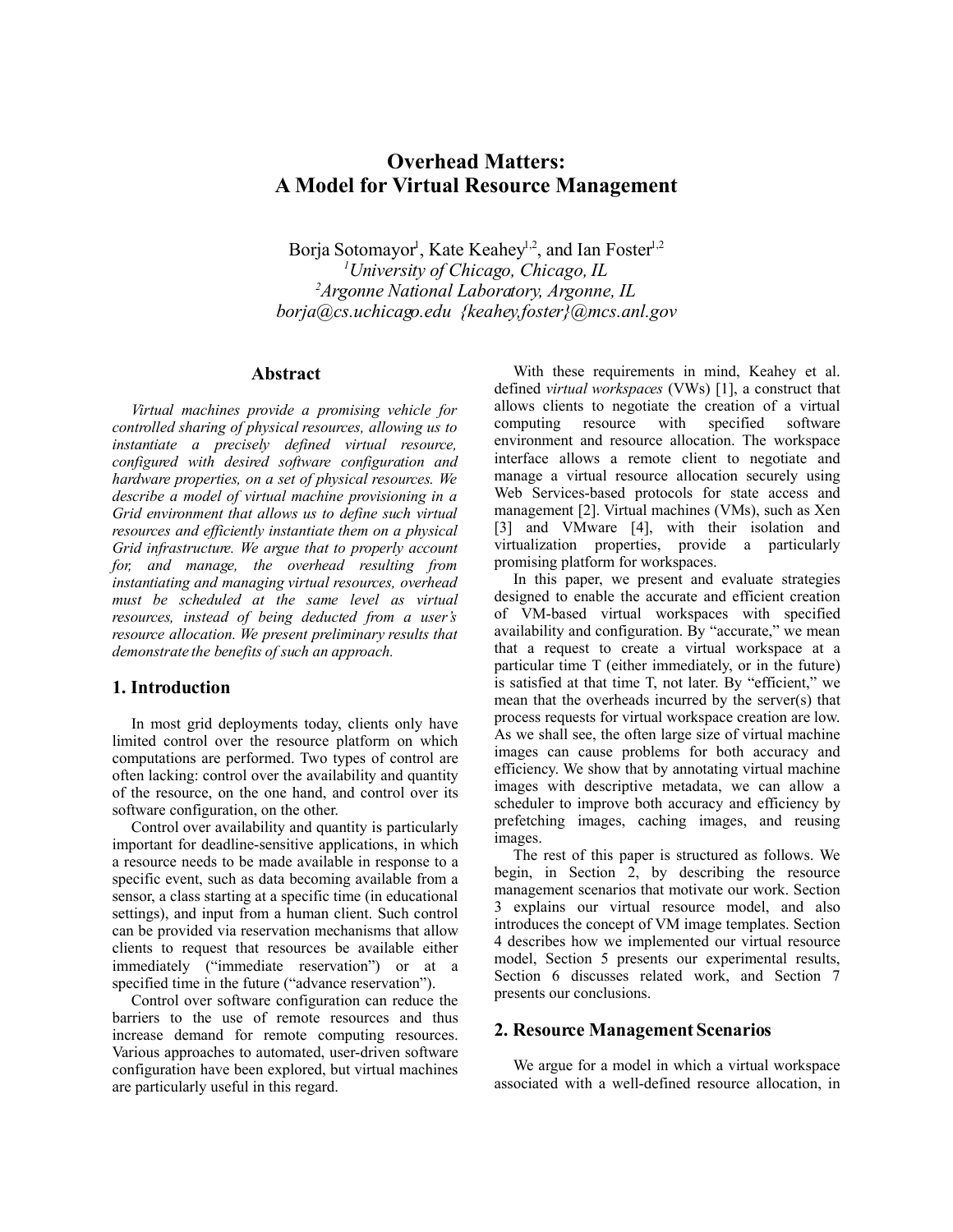# Overhead Matters: A Model for Virtual Resource Management

Borja Sotomayor[1], Kate Keahey[1,2], and Ian Foster[1,2]

[1]*University of Chicago, Chicago, IL*

[2]*Argonne National Laboratory, Argonne, IL*

*borja@cs.uchicago.edu {keahey,foster}@mcs.anl.gov*

## Abstract

*Virtual machines provide a promising vehicle for controlled sharing of physical resources, allowing us to instantiate a precisely defined virtual resource, configured with desired software configuration and hardware properties, on a set of physical resources. We describe a model of virtual machine provisioning in a Grid environment that allows us to define such virtual resources and efficiently instantiate them on a physical Grid infrastructure. We argue that to properly account for, and manage, the overhead resulting from instantiating and managing virtual resources, overhead must be scheduled at the same level as virtual resources, instead of being deducted from a user's resource allocation. We present preliminary results that demonstrate the benefits of such an approach.*

## 1. Introduction

In most grid deployments today, clients only have limited control over the resource platform on which computations are performed. Two types of control are often lacking: control over the availability and quantity of the resource, on the one hand, and control over its software configuration, on the other.

Control over availability and quantity is particularly important for deadline-sensitive applications, in which a resource needs to be made available in response to a specific event, such as data becoming available from a sensor, a class starting at a specific time (in educational settings), and input from a human client. Such control can be provided via reservation mechanisms that allow clients to request that resources be available either immediately ("immediate reservation") or at a specified time in the future ("advance reservation").

Control over software configuration can reduce the barriers to the use of remote resources and thus increase demand for remote computing resources. Various approaches to automated, user-driven software configuration have been explored, but virtual machines are particularly useful in this regard.

With these requirements in mind, Keahey et al. defined *virtual workspaces* (VWs) [1], a construct that allows clients to negotiate the creation of a virtual computing resource with specified software environment and resource allocation. The workspace interface allows a remote client to negotiate and manage a virtual resource allocation securely using Web Services-based protocols for state access and management [2]. Virtual machines (VMs), such as Xen [3] and VMware [4], with their isolation and virtualization properties, provide a particularly promising platform for workspaces.

In this paper, we present and evaluate strategies designed to enable the accurate and efficient creation of VM-based virtual workspaces with specified availability and configuration. By "accurate," we mean that a request to create a virtual workspace at a particular time T (either immediately, or in the future) is satisfied at that time T, not later. By "efficient," we mean that the overheads incurred by the server(s) that process requests for virtual workspace creation are low. As we shall see, the often large size of virtual machine images can cause problems for both accuracy and efficiency. We show that by annotating virtual machine images with descriptive metadata, we can allow a scheduler to improve both accuracy and efficiency by prefetching images, caching images, and reusing images.

The rest of this paper is structured as follows. We begin, in Section 2, by describing the resource management scenarios that motivate our work. Section 3 explains our virtual resource model, and also introduces the concept of VM image templates. Section 4 describes how we implemented our virtual resource model, Section 5 presents our experimental results, Section 6 discusses related work, and Section 7 presents our conclusions.

## 2. Resource Management Scenarios

We argue for a model in which a virtual workspace associated with a well-defined resource allocation, in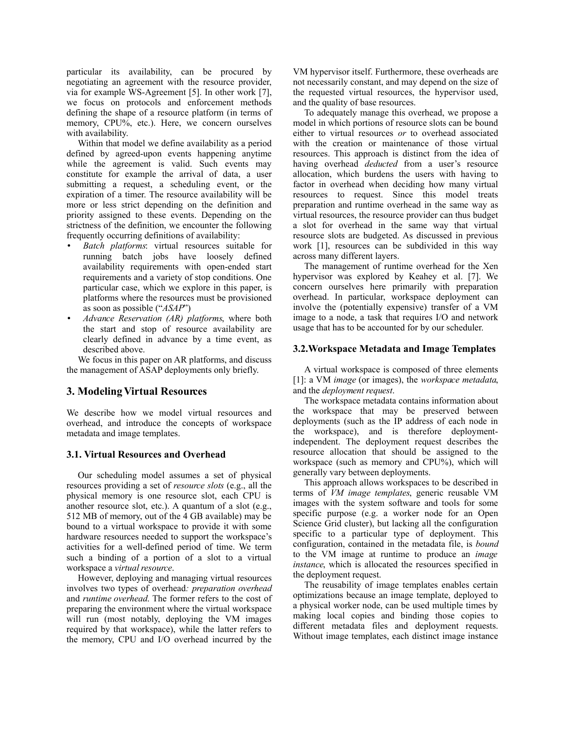particular its availability, can be procured by negotiating an agreement with the resource provider, via for example WS-Agreement [5]. In other work [7], we focus on protocols and enforcement methods defining the shape of a resource platform (in terms of memory, CPU%, etc.). Here, we concern ourselves with availability.

Within that model we define availability as a period defined by agreed-upon events happening anytime while the agreement is valid. Such events may constitute for example the arrival of data, a user submitting a request, a scheduling event, or the expiration of a timer. The resource availability will be more or less strict depending on the definition and priority assigned to these events. Depending on the strictness of the definition, we encounter the following frequently occurring definitions of availability:

- *Batch platforms*: virtual resources suitable for running batch jobs have loosely defined availability requirements with open-ended start requirements and a variety of stop conditions. One particular case, which we explore in this paper, is platforms where the resources must be provisioned as soon as possible ("*ASAP*")
- *Advance Reservation (AR) platforms*, where both the start and stop of resource availability are clearly defined in advance by a time event, as described above.

We focus in this paper on AR platforms, and discuss the management of ASAP deployments only briefly.

## 3. Modeling Virtual Resources

We describe how we model virtual resources and overhead, and introduce the concepts of workspace metadata and image templates.

### 3.1. Virtual Resources and Overhead

Our scheduling model assumes a set of physical resources providing a set of *resource slots* (e.g., all the physical memory is one resource slot, each CPU is another resource slot, etc.). A quantum of a slot (e.g., 512 MB of memory, out of the 4 GB available) may be bound to a virtual workspace to provide it with some hardware resources needed to support the workspace's activities for a well-defined period of time. We term such a binding of a portion of a slot to a virtual workspace a *virtual resource*.

However, deploying and managing virtual resources involves two types of overhead*: preparation overhead* and *runtime overhead*. The former refers to the cost of preparing the environment where the virtual workspace will run (most notably, deploying the VM images required by that workspace), while the latter refers to the memory, CPU and I/O overhead incurred by the VM hypervisor itself. Furthermore, these overheads are not necessarily constant, and may depend on the size of the requested virtual resources, the hypervisor used, and the quality of base resources.

To adequately manage this overhead, we propose a model in which portions of resource slots can be bound either to virtual resources *or* to overhead associated with the creation or maintenance of those virtual resources. This approach is distinct from the idea of having overhead *deducted* from a user's resource allocation, which burdens the users with having to factor in overhead when deciding how many virtual resources to request. Since this model treats preparation and runtime overhead in the same way as virtual resources, the resource provider can thus budget a slot for overhead in the same way that virtual resource slots are budgeted. As discussed in previous work [1], resources can be subdivided in this way across many different layers.

The management of runtime overhead for the Xen hypervisor was explored by Keahey et al. [7]. We concern ourselves here primarily with preparation overhead. In particular, workspace deployment can involve the (potentially expensive) transfer of a VM image to a node, a task that requires I/O and network usage that has to be accounted for by our scheduler.

### 3.2. Workspace Metadata and Image Templates

A virtual workspace is composed of three elements [1]: a VM *image* (or images), the *workspace metadata*, and the *deployment request*.

The workspace metadata contains information about the workspace that may be preserved between deployments (such as the IP address of each node in the workspace), and is therefore deployment-independent. The deployment request describes the resource allocation that should be assigned to the workspace (such as memory and CPU%), which will generally vary between deployments.

This approach allows workspaces to be described in terms of *VM image templates*, generic reusable VM images with the system software and tools for some specific purpose (e.g. a worker node for an Open Science Grid cluster), but lacking all the configuration specific to a particular type of deployment. This configuration, contained in the metadata file, is *bound* to the VM image at runtime to produce an *image instance*, which is allocated the resources specified in the deployment request.

The reusability of image templates enables certain optimizations because an image template, deployed to a physical worker node, can be used multiple times by making local copies and binding those copies to different metadata files and deployment requests. Without image templates, each distinct image instance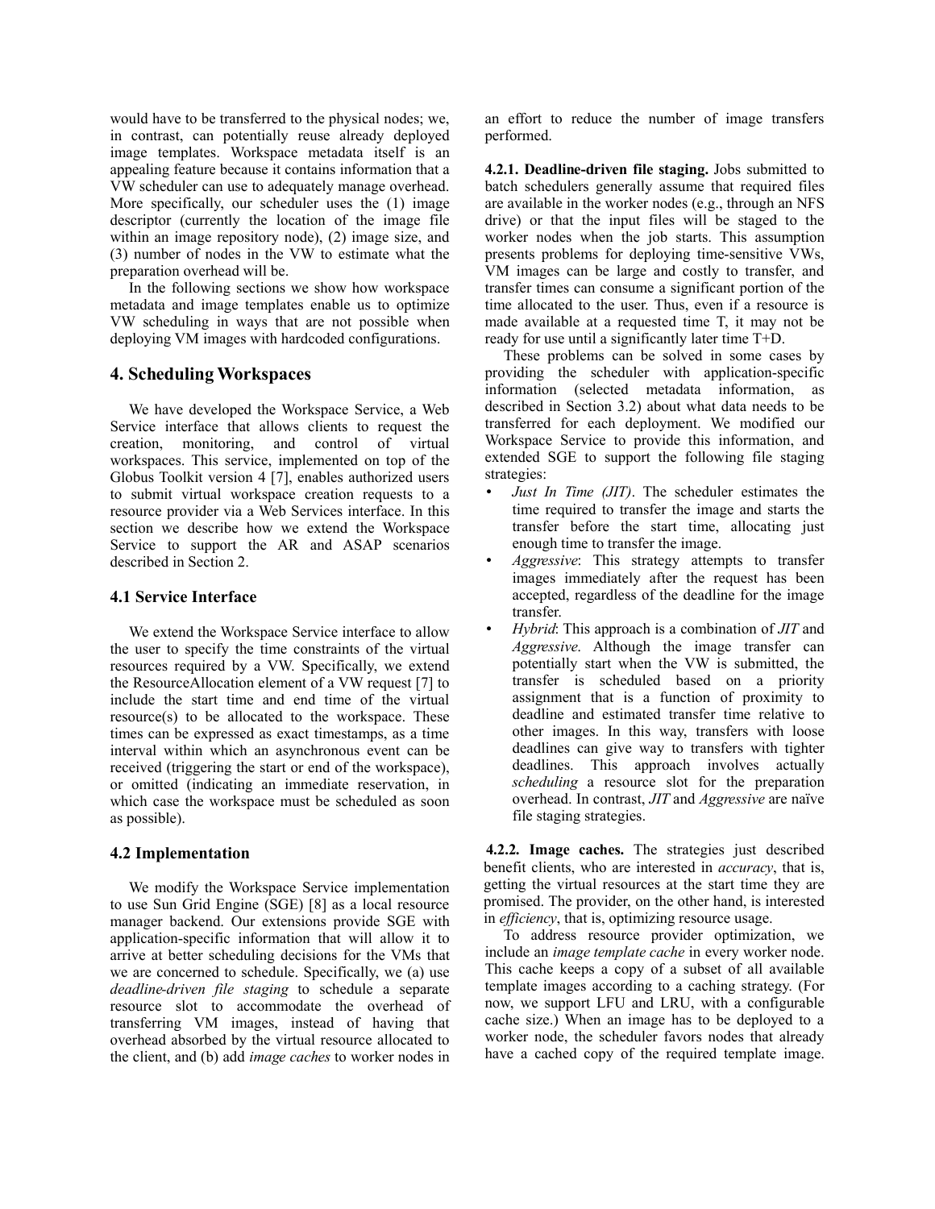would have to be transferred to the physical nodes; we, in contrast, can potentially reuse already deployed image templates. Workspace metadata itself is an appealing feature because it contains information that a VW scheduler can use to adequately manage overhead. More specifically, our scheduler uses the (1) image descriptor (currently the location of the image file within an image repository node), (2) image size, and (3) number of nodes in the VW to estimate what the preparation overhead will be.

In the following sections we show how workspace metadata and image templates enable us to optimize VW scheduling in ways that are not possible when deploying VM images with hardcoded configurations.

## 4. Scheduling Workspaces

We have developed the Workspace Service, a Web Service interface that allows clients to request the creation, monitoring, and control of virtual workspaces. This service, implemented on top of the Globus Toolkit version 4 [7], enables authorized users to submit virtual workspace creation requests to a resource provider via a Web Services interface. In this section we describe how we extend the Workspace Service to support the AR and ASAP scenarios described in Section 2.

### 4.1 Service Interface

We extend the Workspace Service interface to allow the user to specify the time constraints of the virtual resources required by a VW. Specifically, we extend the ResourceAllocation element of a VW request [7] to include the start time and end time of the virtual resource(s) to be allocated to the workspace. These times can be expressed as exact timestamps, as a time interval within which an asynchronous event can be received (triggering the start or end of the workspace), or omitted (indicating an immediate reservation, in which case the workspace must be scheduled as soon as possible).

### 4.2 Implementation

We modify the Workspace Service implementation to use Sun Grid Engine (SGE) [8] as a local resource manager backend. Our extensions provide SGE with application-specific information that will allow it to arrive at better scheduling decisions for the VMs that we are concerned to schedule. Specifically, we (a) use *deadline-driven file staging* to schedule a separate resource slot to accommodate the overhead of transferring VM images, instead of having that overhead absorbed by the virtual resource allocated to the client, and (b) add *image caches* to worker nodes in an effort to reduce the number of image transfers performed.

**4.2.1. Deadline-driven file staging.** Jobs submitted to batch schedulers generally assume that required files are available in the worker nodes (e.g., through an NFS drive) or that the input files will be staged to the worker nodes when the job starts. This assumption presents problems for deploying time-sensitive VWs, VM images can be large and costly to transfer, and transfer times can consume a significant portion of the time allocated to the user. Thus, even if a resource is made available at a requested time T, it may not be ready for use until a significantly later time T+D.

These problems can be solved in some cases by providing the scheduler with application-specific information (selected metadata information, as described in Section 3.2) about what data needs to be transferred for each deployment. We modified our Workspace Service to provide this information, and extended SGE to support the following file staging strategies:

- *Just In Time (JIT)*. The scheduler estimates the time required to transfer the image and starts the transfer before the start time, allocating just enough time to transfer the image.
- *Aggressive*: This strategy attempts to transfer images immediately after the request has been accepted, regardless of the deadline for the image transfer.
- *Hybrid*: This approach is a combination of *JIT* and *Aggressive*. Although the image transfer can potentially start when the VW is submitted, the transfer is scheduled based on a priority assignment that is a function of proximity to deadline and estimated transfer time relative to other images. In this way, transfers with loose deadlines can give way to transfers with tighter deadlines. This approach involves actually *scheduling* a resource slot for the preparation overhead. In contrast, *JIT* and *Aggressive* are naïve file staging strategies.

**4.2.2. Image caches.** The strategies just described benefit clients, who are interested in *accuracy*, that is, getting the virtual resources at the start time they are promised. The provider, on the other hand, is interested in *efficiency*, that is, optimizing resource usage.

To address resource provider optimization, we include an *image template cache* in every worker node. This cache keeps a copy of a subset of all available template images according to a caching strategy. (For now, we support LFU and LRU, with a configurable cache size.) When an image has to be deployed to a worker node, the scheduler favors nodes that already have a cached copy of the required template image.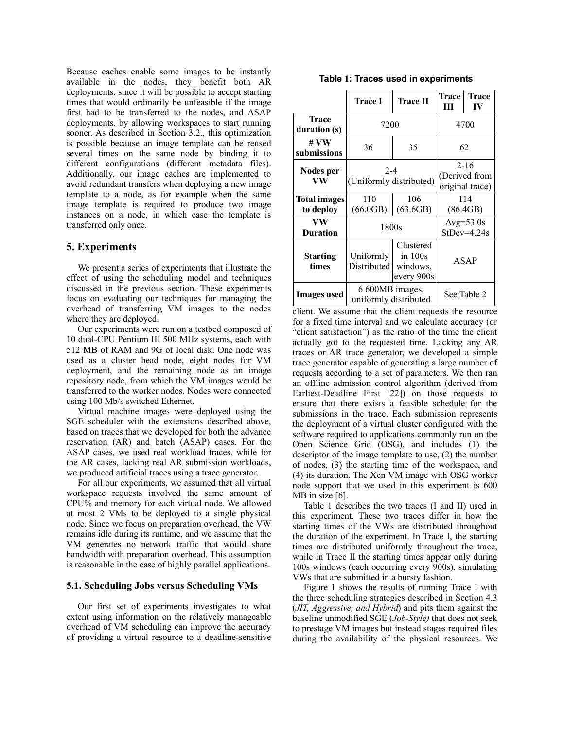Because caches enable some images to be instantly available in the nodes, they benefit both AR deployments, since it will be possible to accept starting times that would ordinarily be unfeasible if the image first had to be transferred to the nodes, and ASAP deployments, by allowing workspaces to start running sooner. As described in Section 3.2., this optimization is possible because an image template can be reused several times on the same node by binding it to different configurations (different metadata files). Additionally, our image caches are implemented to avoid redundant transfers when deploying a new image template to a node, as for example when the same image template is required to produce two image instances on a node, in which case the template is transferred only once.

## 5. Experiments

We present a series of experiments that illustrate the effect of using the scheduling model and techniques discussed in the previous section. These experiments focus on evaluating our techniques for managing the overhead of transferring VM images to the nodes where they are deployed.

Our experiments were run on a testbed composed of 10 dual-CPU Pentium III 500 MHz systems, each with 512 MB of RAM and 9G of local disk. One node was used as a cluster head node, eight nodes for VM deployment, and the remaining node as an image repository node, from which the VM images would be transferred to the worker nodes. Nodes were connected using 100 Mb/s switched Ethernet.

Virtual machine images were deployed using the SGE scheduler with the extensions described above, based on traces that we developed for both the advance reservation (AR) and batch (ASAP) cases. For the ASAP cases, we used real workload traces, while for the AR cases, lacking real AR submission workloads, we produced artificial traces using a trace generator.

For all our experiments, we assumed that all virtual workspace requests involved the same amount of CPU% and memory for each virtual node. We allowed at most 2 VMs to be deployed to a single physical node. Since we focus on preparation overhead, the VW remains idle during its runtime, and we assume that the VM generates no network traffic that would share bandwidth with preparation overhead. This assumption is reasonable in the case of highly parallel applications.

### 5.1. Scheduling Jobs versus Scheduling VMs

Our first set of experiments investigates to what extent using information on the relatively manageable overhead of VM scheduling can improve the accuracy of providing a virtual resource to a deadline-sensitive client. We assume that the client requests the resource for a fixed time interval and we calculate accuracy (or "client satisfaction") as the ratio of the time the client actually got to the requested time. Lacking any AR traces or AR trace generator, we developed a simple trace generator capable of generating a large number of requests according to a set of parameters. We then ran an offline admission control algorithm (derived from Earliest-Deadline First [22]) on those requests to ensure that there exists a feasible schedule for the submissions in the trace. Each submission represents the deployment of a virtual cluster configured with the software required to applications commonly run on the Open Science Grid (OSG), and includes (1) the descriptor of the image template to use, (2) the number of nodes, (3) the starting time of the workspace, and (4) its duration. The Xen VM image with OSG worker node support that we used in this experiment is 600 MB in size [6].

**Table 1: Traces used in experiments**

| | Trace I | Trace II | Trace III | Trace IV |
|---|---|---|---|---|
| **Trace duration (s)** | 7200 | | 4700 | |
| **# VW submissions** | 36 | 35 | 62 | |
| **Nodes per VW** | 2-4 (Uniformly distributed) | | 2-16 (Derived from original trace) | |
| **Total images to deploy** | 110 (66.0GB) | 106 (63.6GB) | 114 (86.4GB) | |
| **VW Duration** | 1800s | | Avg=53.0s StDev=4.24s | |
| **Starting times** | Uniformly Distributed | Clustered in 100s windows, every 900s | ASAP | |
| **Images used** | 6 600MB images, uniformly distributed | | See Table 2 | |

Table 1 describes the two traces (I and II) used in this experiment. These two traces differ in how the starting times of the VWs are distributed throughout the duration of the experiment. In Trace I, the starting times are distributed uniformly throughout the trace, while in Trace II the starting times appear only during 100s windows (each occurring every 900s), simulating VWs that are submitted in a bursty fashion.

Figure 1 shows the results of running Trace I with the three scheduling strategies described in Section 4.3 (*JIT, Aggressive, and Hybrid*) and pits them against the baseline unmodified SGE (*Job-Style)* that does not seek to prestage VM images but instead stages required files during the availability of the physical resources. We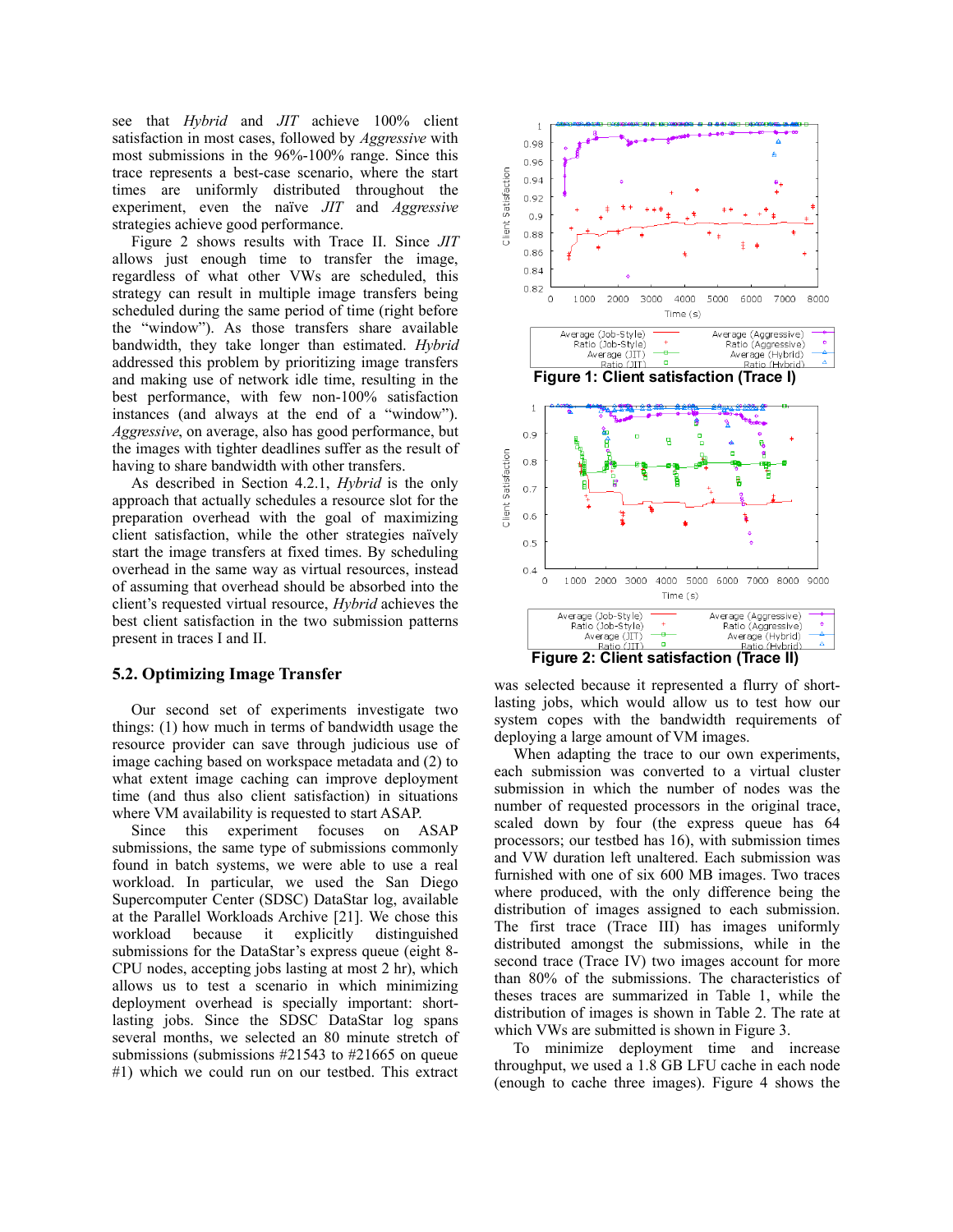see that *Hybrid* and *JIT* achieve 100% client satisfaction in most cases, followed by *Aggressive* with most submissions in the 96%-100% range. Since this trace represents a best-case scenario, where the start times are uniformly distributed throughout the experiment, even the naïve *JIT* and *Aggressive* strategies achieve good performance.

Figure 2 shows results with Trace II. Since *JIT* allows just enough time to transfer the image, regardless of what other VWs are scheduled, this strategy can result in multiple image transfers being scheduled during the same period of time (right before the "window"). As those transfers share available bandwidth, they take longer than estimated. *Hybrid* addressed this problem by prioritizing image transfers and making use of network idle time, resulting in the best performance, with few non-100% satisfaction instances (and always at the end of a "window"). *Aggressive*, on average, also has good performance, but the images with tighter deadlines suffer as the result of having to share bandwidth with other transfers.

As described in Section 4.2.1, *Hybrid* is the only approach that actually schedules a resource slot for the preparation overhead with the goal of maximizing client satisfaction, while the other strategies naïvely start the image transfers at fixed times. By scheduling overhead in the same way as virtual resources, instead of assuming that overhead should be absorbed into the client's requested virtual resource, *Hybrid* achieves the best client satisfaction in the two submission patterns present in traces I and II.

**Figure 1: Client satisfaction (Trace I)**

**Figure 2: Client satisfaction (Trace II)**

## 5.2. Optimizing Image Transfer

Our second set of experiments investigate two things: (1) how much in terms of bandwidth usage the resource provider can save through judicious use of image caching based on workspace metadata and (2) to what extent image caching can improve deployment time (and thus also client satisfaction) in situations where VM availability is requested to start ASAP.

Since this experiment focuses on ASAP submissions, the same type of submissions commonly found in batch systems, we were able to use a real workload. In particular, we used the San Diego Supercomputer Center (SDSC) DataStar log, available at the Parallel Workloads Archive [21]. We chose this workload because it explicitly distinguished submissions for the DataStar's express queue (eight 8-CPU nodes, accepting jobs lasting at most 2 hr), which allows us to test a scenario in which minimizing deployment overhead is specially important: short-lasting jobs. Since the SDSC DataStar log spans several months, we selected an 80 minute stretch of submissions (submissions #21543 to #21665 on queue #1) which we could run on our testbed. This extract was selected because it represented a flurry of short-lasting jobs, which would allow us to test how our system copes with the bandwidth requirements of deploying a large amount of VM images.

When adapting the trace to our own experiments, each submission was converted to a virtual cluster submission in which the number of nodes was the number of requested processors in the original trace, scaled down by four (the express queue has 64 processors; our testbed has 16), with submission times and VW duration left unaltered. Each submission was furnished with one of six 600 MB images. Two traces where produced, with the only difference being the distribution of images assigned to each submission. The first trace (Trace III) has images uniformly distributed amongst the submissions, while in the second trace (Trace IV) two images account for more than 80% of the submissions. The characteristics of theses traces are summarized in Table 1, while the distribution of images is shown in Table 2. The rate at which VWs are submitted is shown in Figure 3.

To minimize deployment time and increase throughput, we used a 1.8 GB LFU cache in each node (enough to cache three images). Figure 4 shows the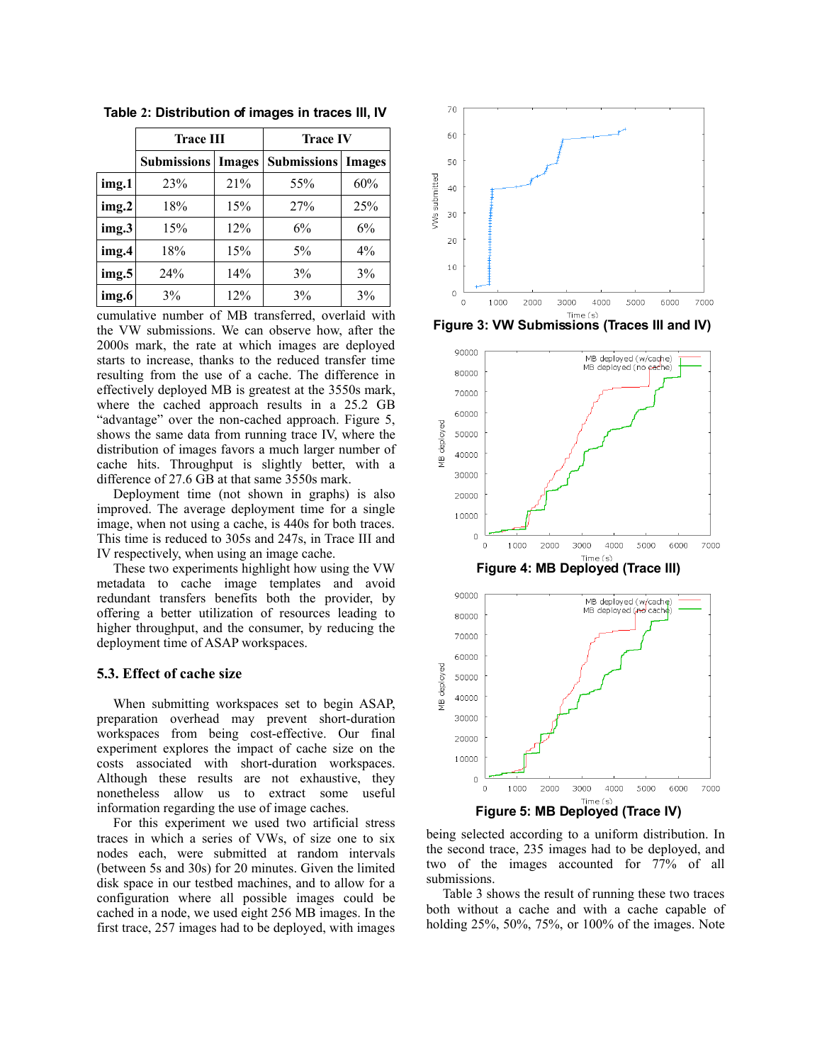Table 2: Distribution of images in traces III, IV

| | Trace III | | Trace IV | |
|---|---|---|---|---|
| | Submissions | Images | Submissions | Images |
| img.1 | 23% | 21% | 55% | 60% |
| img.2 | 18% | 15% | 27% | 25% |
| img.3 | 15% | 12% | 6% | 6% |
| img.4 | 18% | 15% | 5% | 4% |
| img.5 | 24% | 14% | 3% | 3% |
| img.6 | 3% | 12% | 3% | 3% |

cumulative number of MB transferred, overlaid with the VW submissions. We can observe how, after the 2000s mark, the rate at which images are deployed starts to increase, thanks to the reduced transfer time resulting from the use of a cache. The difference in effectively deployed MB is greatest at the 3550s mark, where the cached approach results in a 25.2 GB "advantage" over the non-cached approach. Figure 5, shows the same data from running trace IV, where the distribution of images favors a much larger number of cache hits. Throughput is slightly better, with a difference of 27.6 GB at that same 3550s mark.

Deployment time (not shown in graphs) is also improved. The average deployment time for a single image, when not using a cache, is 440s for both traces. This time is reduced to 305s and 247s, in Trace III and IV respectively, when using an image cache.

These two experiments highlight how using the VW metadata to cache image templates and avoid redundant transfers benefits both the provider, by offering a better utilization of resources leading to higher throughput, and the consumer, by reducing the deployment time of ASAP workspaces.

### 5.3. Effect of cache size

When submitting workspaces set to begin ASAP, preparation overhead may prevent short-duration workspaces from being cost-effective. Our final experiment explores the impact of cache size on the costs associated with short-duration workspaces. Although these results are not exhaustive, they nonetheless allow us to extract some useful information regarding the use of image caches.

For this experiment we used two artificial stress traces in which a series of VWs, of size one to six nodes each, were submitted at random intervals (between 5s and 30s) for 20 minutes. Given the limited disk space in our testbed machines, and to allow for a configuration where all possible images could be cached in a node, we used eight 256 MB images. In the first trace, 257 images had to be deployed, with images being selected according to a uniform distribution. In the second trace, 235 images had to be deployed, and two of the images accounted for 77% of all submissions.

Figure 3: VW Submissions (Traces III and IV)

Figure 4: MB Deployed (Trace III)

Figure 5: MB Deployed (Trace IV)

Table 3 shows the result of running these two traces both without a cache and with a cache capable of holding 25%, 50%, 75%, or 100% of the images. Note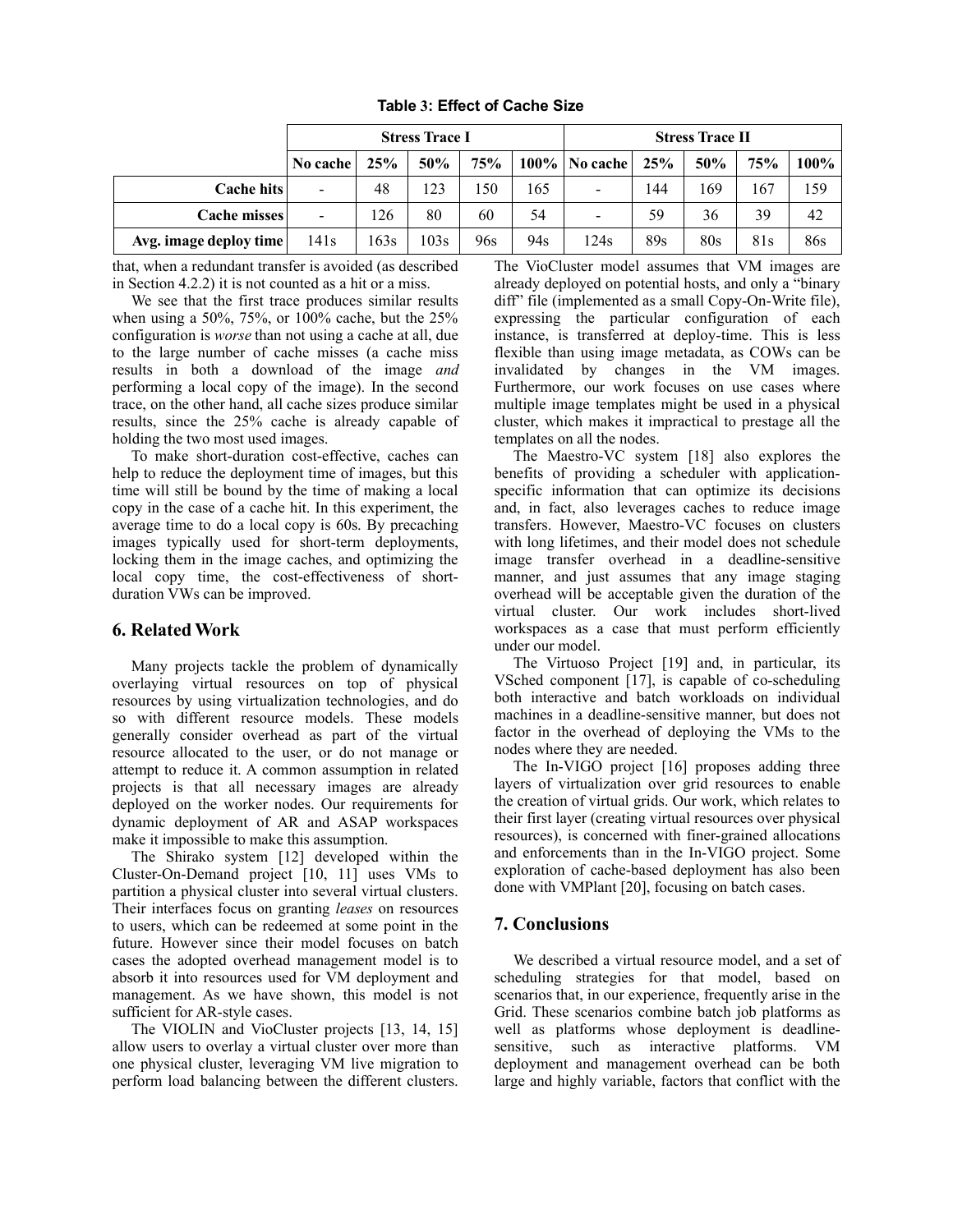**Table 3: Effect of Cache Size**

| | Stress Trace I | | | | | Stress Trace II | | | | |
|---|---|---|---|---|---|---|---|---|---|---|
| | **No cache** | **25%** | **50%** | **75%** | **100%** | **No cache** | **25%** | **50%** | **75%** | **100%** |
| **Cache hits** | - | 48 | 123 | 150 | 165 | - | 144 | 169 | 167 | 159 |
| **Cache misses** | - | 126 | 80 | 60 | 54 | - | 59 | 36 | 39 | 42 |
| **Avg. image deploy time** | 141s | 163s | 103s | 96s | 94s | 124s | 89s | 80s | 81s | 86s |

that, when a redundant transfer is avoided (as described in Section 4.2.2) it is not counted as a hit or a miss.

We see that the first trace produces similar results when using a 50%, 75%, or 100% cache, but the 25% configuration is *worse* than not using a cache at all, due to the large number of cache misses (a cache miss results in both a download of the image *and* performing a local copy of the image). In the second trace, on the other hand, all cache sizes produce similar results, since the 25% cache is already capable of holding the two most used images.

To make short-duration cost-effective, caches can help to reduce the deployment time of images, but this time will still be bound by the time of making a local copy in the case of a cache hit. In this experiment, the average time to do a local copy is 60s. By precaching images typically used for short-term deployments, locking them in the image caches, and optimizing the local copy time, the cost-effectiveness of short-duration VWs can be improved.

## 6. Related Work

Many projects tackle the problem of dynamically overlaying virtual resources on top of physical resources by using virtualization technologies, and do so with different resource models. These models generally consider overhead as part of the virtual resource allocated to the user, or do not manage or attempt to reduce it. A common assumption in related projects is that all necessary images are already deployed on the worker nodes. Our requirements for dynamic deployment of AR and ASAP workspaces make it impossible to make this assumption.

The Shirako system [12] developed within the Cluster-On-Demand project [10, 11] uses VMs to partition a physical cluster into several virtual clusters. Their interfaces focus on granting *leases* on resources to users, which can be redeemed at some point in the future. However since their model focuses on batch cases the adopted overhead management model is to absorb it into resources used for VM deployment and management. As we have shown, this model is not sufficient for AR-style cases.

The VIOLIN and VioCluster projects [13, 14, 15] allow users to overlay a virtual cluster over more than one physical cluster, leveraging VM live migration to perform load balancing between the different clusters. The VioCluster model assumes that VM images are already deployed on potential hosts, and only a "binary diff" file (implemented as a small Copy-On-Write file), expressing the particular configuration of each instance, is transferred at deploy-time. This is less flexible than using image metadata, as COWs can be invalidated by changes in the VM images. Furthermore, our work focuses on use cases where multiple image templates might be used in a physical cluster, which makes it impractical to prestage all the templates on all the nodes.

The Maestro-VC system [18] also explores the benefits of providing a scheduler with application-specific information that can optimize its decisions and, in fact, also leverages caches to reduce image transfers. However, Maestro-VC focuses on clusters with long lifetimes, and their model does not schedule image transfer overhead in a deadline-sensitive manner, and just assumes that any image staging overhead will be acceptable given the duration of the virtual cluster. Our work includes short-lived workspaces as a case that must perform efficiently under our model.

The Virtuoso Project [19] and, in particular, its VSched component [17], is capable of co-scheduling both interactive and batch workloads on individual machines in a deadline-sensitive manner, but does not factor in the overhead of deploying the VMs to the nodes where they are needed.

The In-VIGO project [16] proposes adding three layers of virtualization over grid resources to enable the creation of virtual grids. Our work, which relates to their first layer (creating virtual resources over physical resources), is concerned with finer-grained allocations and enforcements than in the In-VIGO project. Some exploration of cache-based deployment has also been done with VMPlant [20], focusing on batch cases.

## 7. Conclusions

We described a virtual resource model, and a set of scheduling strategies for that model, based on scenarios that, in our experience, frequently arise in the Grid. These scenarios combine batch job platforms as well as platforms whose deployment is deadline-sensitive, such as interactive platforms. VM deployment and management overhead can be both large and highly variable, factors that conflict with the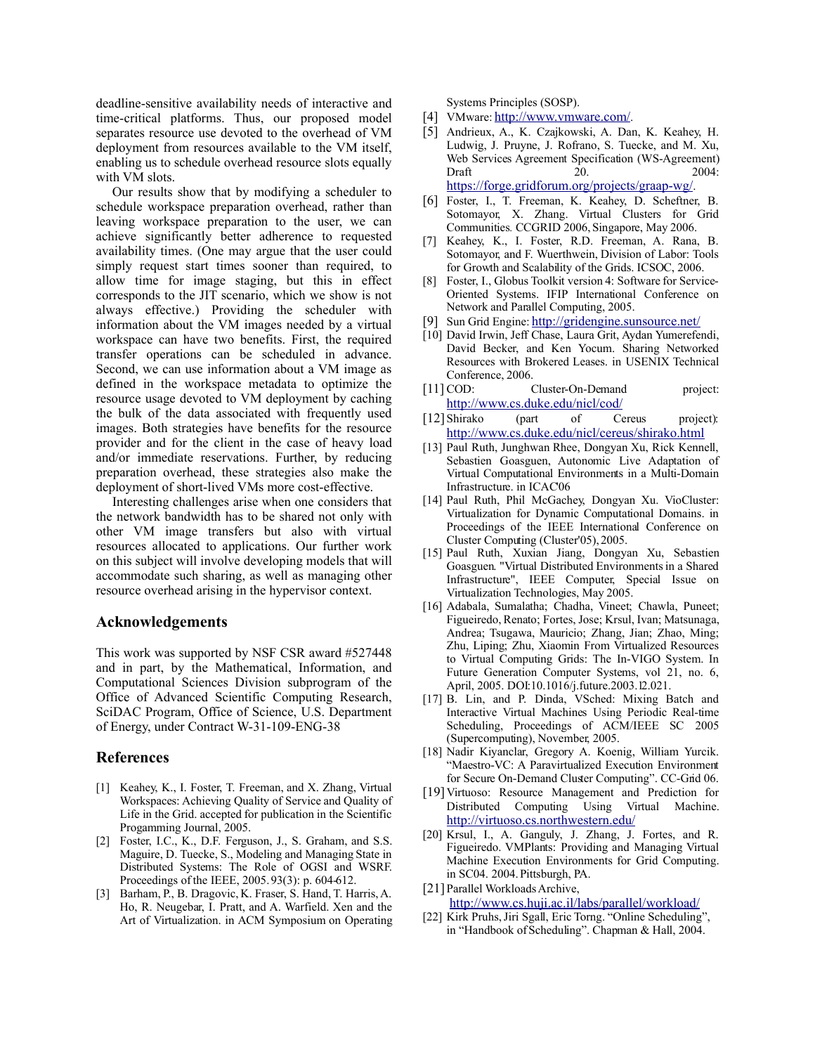deadline-sensitive availability needs of interactive and time-critical platforms. Thus, our proposed model separates resource use devoted to the overhead of VM deployment from resources available to the VM itself, enabling us to schedule overhead resource slots equally with VM slots.

Our results show that by modifying a scheduler to schedule workspace preparation overhead, rather than leaving workspace preparation to the user, we can achieve significantly better adherence to requested availability times. (One may argue that the user could simply request start times sooner than required, to allow time for image staging, but this in effect corresponds to the JIT scenario, which we show is not always effective.) Providing the scheduler with information about the VM images needed by a virtual workspace can have two benefits. First, the required transfer operations can be scheduled in advance. Second, we can use information about a VM image as defined in the workspace metadata to optimize the resource usage devoted to VM deployment by caching the bulk of the data associated with frequently used images. Both strategies have benefits for the resource provider and for the client in the case of heavy load and/or immediate reservations. Further, by reducing preparation overhead, these strategies also make the deployment of short-lived VMs more cost-effective.

Interesting challenges arise when one considers that the network bandwidth has to be shared not only with other VM image transfers but also with virtual resources allocated to applications. Our further work on this subject will involve developing models that will accommodate such sharing, as well as managing other resource overhead arising in the hypervisor context.

## Acknowledgements

This work was supported by NSF CSR award #527448 and in part, by the Mathematical, Information, and Computational Sciences Division subprogram of the Office of Advanced Scientific Computing Research, SciDAC Program, Office of Science, U.S. Department of Energy, under Contract W-31-109-ENG-38

## References

[1] Keahey, K., I. Foster, T. Freeman, and X. Zhang, Virtual Workspaces: Achieving Quality of Service and Quality of Life in the Grid. accepted for publication in the Scientific Progamming Journal, 2005.

[2] Foster, I.C., K., D.F. Ferguson, J., S. Graham, and S.S. Maguire, D. Tuecke, S., Modeling and Managing State in Distributed Systems: The Role of OGSI and WSRF. Proceedings of the IEEE, 2005. 93(3): p. 604-612.

[3] Barham, P., B. Dragovic, K. Fraser, S. Hand, T. Harris, A. Ho, R. Neugebar, I. Pratt, and A. Warfield. Xen and the Art of Virtualization. in ACM Symposium on Operating Systems Principles (SOSP).

[4] VMware: http://www.vmware.com/.

[5] Andrieux, A., K. Czajkowski, A. Dan, K. Keahey, H. Ludwig, J. Pruyne, J. Rofrano, S. Tuecke, and M. Xu, Web Services Agreement Specification (WS-Agreement) Draft 20. 2004: https://forge.gridforum.org/projects/graap-wg/.

[6] Foster, I., T. Freeman, K. Keahey, D. Scheftner, B. Sotomayor, X. Zhang. Virtual Clusters for Grid Communities. CCGRID 2006, Singapore, May 2006.

[7] Keahey, K., I. Foster, R.D. Freeman, A. Rana, B. Sotomayor, and F. Wuerthwein, Division of Labor: Tools for Growth and Scalability of the Grids. ICSOC, 2006.

[8] Foster, I., Globus Toolkit version 4: Software for Service-Oriented Systems. IFIP International Conference on Network and Parallel Computing, 2005.

[9] Sun Grid Engine: http://gridengine.sunsource.net/

[10] David Irwin, Jeff Chase, Laura Grit, Aydan Yumerefendi, David Becker, and Ken Yocum. Sharing Networked Resources with Brokered Leases. in USENIX Technical Conference, 2006.

[11] COD: Cluster-On-Demand project: http://www.cs.duke.edu/nicl/cod/

[12] Shirako (part of Cereus project): http://www.cs.duke.edu/nicl/cereus/shirako.html

[13] Paul Ruth, Junghwan Rhee, Dongyan Xu, Rick Kennell, Sebastien Goasguen, Autonomic Live Adaptation of Virtual Computational Environments in a Multi-Domain Infrastructure. in ICAC'06

[14] Paul Ruth, Phil McGachey, Dongyan Xu. VioCluster: Virtualization for Dynamic Computational Domains. in Proceedings of the IEEE International Conference on Cluster Computing (Cluster'05), 2005.

[15] Paul Ruth, Xuxian Jiang, Dongyan Xu, Sebastien Goasguen. "Virtual Distributed Environments in a Shared Infrastructure", IEEE Computer, Special Issue on Virtualization Technologies, May 2005.

[16] Adabala, Sumalatha; Chadha, Vineet; Chawla, Puneet; Figueiredo, Renato; Fortes, Jose; Krsul, Ivan; Matsunaga, Andrea; Tsugawa, Mauricio; Zhang, Jian; Zhao, Ming; Zhu, Liping; Zhu, Xiaomin From Virtualized Resources to Virtual Computing Grids: The In-VIGO System. In Future Generation Computer Systems, vol 21, no. 6, April, 2005. DOI:10.1016/j.future.2003.12.021.

[17] B. Lin, and P. Dinda, VSched: Mixing Batch and Interactive Virtual Machines Using Periodic Real-time Scheduling, Proceedings of ACM/IEEE SC 2005 (Supercomputing), November, 2005.

[18] Nadir Kiyanclar, Gregory A. Koenig, William Yurcik. "Maestro-VC: A Paravirtualized Execution Environment for Secure On-Demand Cluster Computing". CC-Grid 06.

[19] Virtuoso: Resource Management and Prediction for Distributed Computing Using Virtual Machine. http://virtuoso.cs.northwestern.edu/

[20] Krsul, I., A. Ganguly, J. Zhang, J. Fortes, and R. Figueiredo. VMPlants: Providing and Managing Virtual Machine Execution Environments for Grid Computing. in SC04. 2004. Pittsburgh, PA.

[21] Parallel Workloads Archive, http://www.cs.huji.ac.il/labs/parallel/workload/

[22] Kirk Pruhs, Jiri Sgall, Eric Torng. "Online Scheduling", in "Handbook of Scheduling". Chapman & Hall, 2004.